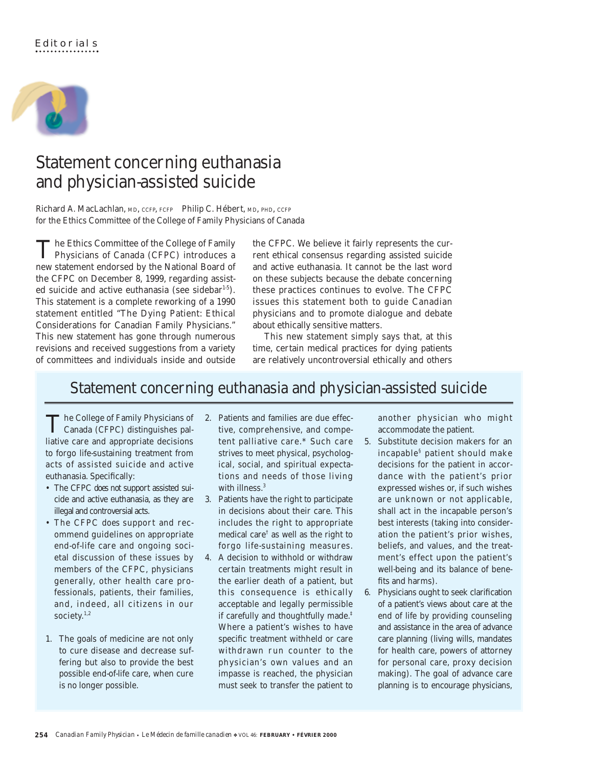Editorials

# Statement concerning euthanasia and physician-assisted suicide

Richard A. MacLachlan, MD, CCFP, FCFP Philip C. Hébert, MD, PHD, CCFP
for the Ethics Committee of the College of Family Physicians of Canada

The Ethics Committee of the College of Family Physicians of Canada (CFPC) introduces a new statement endorsed by the National Board of the CFPC on December 8, 1999, regarding assisted suicide and active euthanasia (see sidebar[1-5]). This statement is a complete reworking of a 1990 statement entitled "The Dying Patient: Ethical Considerations for Canadian Family Physicians." This new statement has gone through numerous revisions and received suggestions from a variety of committees and individuals inside and outside the CFPC. We believe it fairly represents the current ethical consensus regarding assisted suicide and active euthanasia. It cannot be the last word on these subjects because the debate concerning these practices continues to evolve. The CFPC issues this statement both to guide Canadian physicians and to promote dialogue and debate about ethically sensitive matters.

This new statement simply says that, at this time, certain medical practices for dying patients are relatively uncontroversial ethically and others

## Statement concerning euthanasia and physician-assisted suicide

The College of Family Physicians of Canada (CFPC) distinguishes palliative care and appropriate decisions to forgo life-sustaining treatment from acts of assisted suicide and active euthanasia. Specifically:

- The CFPC does not support assisted suicide and active euthanasia, as they are illegal and controversial acts.
- The CFPC does support and recommend guidelines on appropriate end-of-life care and ongoing societal discussion of these issues by members of the CFPC, physicians generally, other health care professionals, patients, their families, and, indeed, all citizens in our society.[1,2]

1. The goals of medicine are not only to cure disease and decrease suffering but also to provide the best possible end-of-life care, when cure is no longer possible.
2. Patients and families are due effective, comprehensive, and competent palliative care.* Such care strives to meet physical, psychological, social, and spiritual expectations and needs of those living with illness.[3]
3. Patients have the right to participate in decisions about their care. This includes the right to appropriate medical care[†] as well as the right to forgo life-sustaining measures.
4. A decision to withhold or withdraw certain treatments might result in the earlier death of a patient, but this consequence is ethically acceptable and legally permissible if carefully and thoughtfully made.[‡] Where a patient's wishes to have specific treatment withheld or care withdrawn run counter to the physician's own values and an impasse is reached, the physician must seek to transfer the patient to another physician who might accommodate the patient.
5. Substitute decision makers for an incapable[§] patient should make decisions for the patient in accordance with the patient's prior expressed wishes or, if such wishes are unknown or not applicable, shall act in the incapable person's best interests (taking into consideration the patient's prior wishes, beliefs, and values, and the treatment's effect upon the patient's well-being and its balance of benefits and harms).
6. Physicians ought to seek clarification of a patient's views about care at the end of life by providing counseling and assistance in the area of advance care planning (living wills, mandates for health care, powers of attorney for personal care, proxy decision making). The goal of advance care planning is to encourage physicians,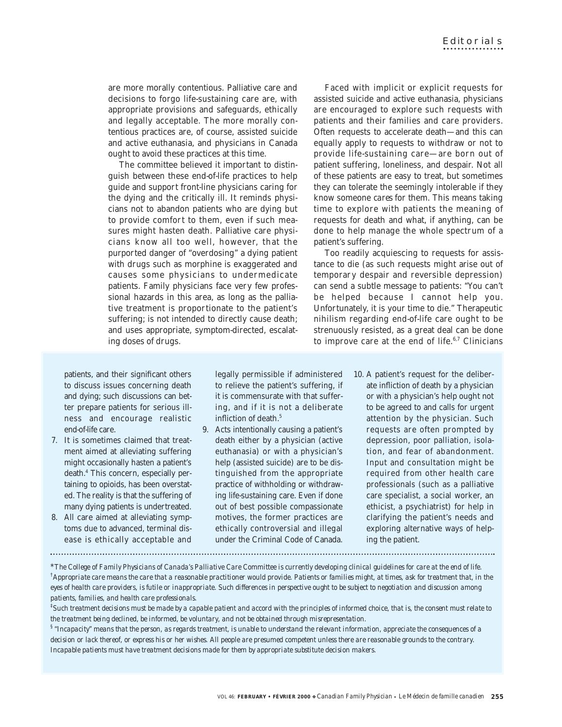are more morally contentious. Palliative care and decisions to forgo life-sustaining care are, with appropriate provisions and safeguards, ethically and legally acceptable. The more morally contentious practices are, of course, assisted suicide and active euthanasia, and physicians in Canada ought to avoid these practices at this time.

The committee believed it important to distinguish between these end-of-life practices to help guide and support front-line physicians caring for the dying and the critically ill. It reminds physicians not to abandon patients who are dying but to provide comfort to them, even if such measures might hasten death. Palliative care physicians know all too well, however, that the purported danger of "overdosing" a dying patient with drugs such as morphine is exaggerated and causes some physicians to undermedicate patients. Family physicians face very few professional hazards in this area, as long as the palliative treatment is proportionate to the patient's suffering; is not intended to directly cause death; and uses appropriate, symptom-directed, escalating doses of drugs.

Faced with implicit or explicit requests for assisted suicide and active euthanasia, physicians are encouraged to explore such requests with patients and their families and care providers. Often requests to accelerate death—and this can equally apply to requests to withdraw or not to provide life-sustaining care—are born out of patient suffering, loneliness, and despair. Not all of these patients are easy to treat, but sometimes they can tolerate the seemingly intolerable if they know someone *cares* for them. This means taking time to explore with patients the meaning of requests for death and what, if anything, can be done to help manage the whole spectrum of a patient's suffering.

Too readily acquiescing to requests for assistance to die (as such requests might arise out of temporary despair and reversible depression) can send a subtle message to patients: "You can't be helped because I cannot help you. Unfortunately, it is your time to die." Therapeutic nihilism regarding end-of-life care ought to be strenuously resisted, as a great deal can be done to improve care at the end of life.[6,7] Clinicians

patients, and their significant others to discuss issues concerning death and dying; such discussions can better prepare patients for serious illness and encourage realistic end-of-life care.

7. It is sometimes claimed that treatment aimed at alleviating suffering might occasionally hasten a patient's death.[4] This concern, especially pertaining to opioids, has been overstated. The reality is that the suffering of many dying patients is undertreated.
8. All care aimed at alleviating symptoms due to advanced, terminal disease is ethically acceptable and legally permissible if administered to relieve the patient's suffering, if it is commensurate with that suffering, and if it is not a deliberate infliction of death.[5]
9. Acts intentionally causing a patient's death either by a physician (active euthanasia) or with a physician's help (assisted suicide) are to be distinguished from the appropriate practice of withholding or withdrawing life-sustaining care. Even if done out of best possible compassionate motives, the former practices are ethically controversial and illegal under the Criminal Code of Canada.
10. A patient's request for the deliberate infliction of death by a physician or with a physician's help ought not to be agreed to and calls for urgent attention by the physician. Such requests are often prompted by depression, poor palliation, isolation, and fear of abandonment. Input and consultation might be required from other health care professionals (such as a palliative care specialist, a social worker, an ethicist, a psychiatrist) for help in clarifying the patient's needs and exploring alternative ways of helping the patient.

*\*The College of Family Physicians of Canada's Palliative Care Committee is currently developing clinical guidelines for care at the end of life.*

*†Appropriate care means the care that a reasonable practitioner would provide. Patients or families might, at times, ask for treatment that, in the eyes of health care providers, is futile or inappropriate. Such differences in perspective ought to be subject to negotiation and discussion among patients, families, and health care professionals.*

*‡Such treatment decisions must be made by a capable patient and accord with the principles of informed choice, that is, the consent must relate to the treatment being declined, be informed, be voluntary, and not be obtained through misrepresentation.*

*§"Incapacity" means that the person, as regards treatment, is unable to understand the relevant information, appreciate the consequences of a decision or lack thereof, or express his or her wishes. All people are presumed competent unless there are reasonable grounds to the contrary. Incapable patients must have treatment decisions made for them by appropriate substitute decision makers.*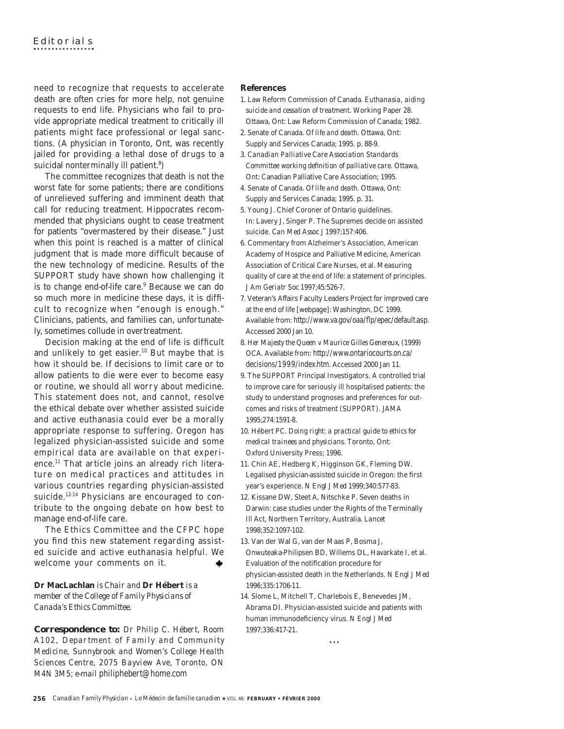need to recognize that requests to accelerate death are often cries for more help, not genuine requests to end life. Physicians who fail to provide appropriate medical treatment to critically ill patients might face professional or legal sanctions. (A physician in Toronto, Ont, was recently jailed for providing a lethal dose of drugs to a suicidal nonterminally ill patient.[8])

The committee recognizes that death is not the worst fate for some patients; there are conditions of unrelieved suffering and imminent death that call for reducing treatment. Hippocrates recommended that physicians ought to cease treatment for patients "overmastered by their disease." Just when this point is reached is a matter of clinical judgment that is made more difficult because of the new technology of medicine. Results of the SUPPORT study have shown how challenging it is to change end-of-life care.[9] Because we can do so much more in medicine these days, it is difficult to recognize when "enough is enough." Clinicians, patients, and families can, unfortunately, sometimes collude in overtreatment.

Decision making at the end of life is difficult and unlikely to get easier.[10] But maybe that is how it should be. If decisions to limit care or to allow patients to die were ever to become easy or routine, we should all worry about medicine. This statement does not, and cannot, resolve the ethical debate over whether assisted suicide and active euthanasia could ever be a morally appropriate response to suffering. Oregon has legalized physician-assisted suicide and some empirical data are available on that experience.[11] That article joins an already rich literature on medical practices and attitudes in various countries regarding physician-assisted suicide.[12-14] Physicians are encouraged to contribute to the ongoing debate on how best to manage end-of-life care.

The Ethics Committee and the CFPC hope you find this new statement regarding assisted suicide and active euthanasia helpful. We welcome your comments on it.

**Dr MacLachlan** *is Chair and* **Dr Hébert** *is a member of the College of Family Physicians of Canada's Ethics Committee.*

**Correspondence to:** *Dr Philip C. Hébert, Room A102, Department of Family and Community Medicine, Sunnybrook and Women's College Health Sciences Centre, 2075 Bayview Ave, Toronto, ON M4N 3M5; e-mail* philiphebert@home.com

## References

1. Law Reform Commission of Canada. *Euthanasia, aiding suicide and cessation of treatment*. Working Paper 28. Ottawa, Ont: Law Reform Commission of Canada; 1982.
2. Senate of Canada. *Of life and death*. Ottawa, Ont: Supply and Services Canada; 1995. p. 88-9.
3. *Canadian Palliative Care Association Standards Committee working definition of palliative care*. Ottawa, Ont: Canadian Palliative Care Association; 1995.
4. Senate of Canada. *Of life and death*. Ottawa, Ont: Supply and Services Canada; 1995. p. 31.
5. Young J. Chief Coroner of Ontario guidelines. In: Lavery J, Singer P. The Supremes decide on assisted suicide. *Can Med Assoc J* 1997;157:406.
6. Commentary from Alzheimer's Association, American Academy of Hospice and Palliative Medicine, American Association of Critical Care Nurses, et al. Measuring quality of care at the end of life: a statement of principles. *J Am Geriatr Soc* 1997;45:526-7.
7. Veteran's Affairs Faculty Leaders Project for improved care at the end of life [webpage]: Washington, DC 1999. Available from: http://www.va.gov/oaa/flp/epec/default.asp. Accessed 2000 Jan 10.
8. *Her Majesty the Queen v Maurice Gilles Genereux*, (1999) OCA. Available from: http://www.ontariocourts.on.ca/decisions/1999/index.htm. Accessed 2000 Jan 11.
9. The SUPPORT Principal Investigators. A controlled trial to improve care for seriously ill hospitalised patients: the study to understand prognoses and preferences for outcomes and risks of treatment (SUPPORT). *JAMA* 1995;274:1591-8.
10. Hébert PC. *Doing right: a practical guide to ethics for medical trainees and physicians*. Toronto, Ont: Oxford University Press; 1996.
11. Chin AE, Hedberg K, Higginson GK, Fleming DW. Legalised physician-assisted suicide in Oregon: the first year's experience. *N Engl J Med* 1999;340:577-83.
12. Kissane DW, Steet A, Nitschke P. Seven deaths in Darwin: case studies under the Rights of the Terminally Ill Act, Northern Territory, Australia. *Lancet* 1998;352:1097-102.
13. Van der Wal G, van der Maas P, Bosma J, Onwuteaka-Philipsen BD, Willems DL, Havarkate I, et al. Evaluation of the notification procedure for physician-assisted death in the Netherlands. *N Engl J Med* 1996;335:1706-11.
14. Slome L, Mitchell T, Charlebois E, Benevedes JM, Abrama DI. Physician-assisted suicide and patients with human immunodeficiency virus. *N Engl J Med* 1997;336:417-21.

...